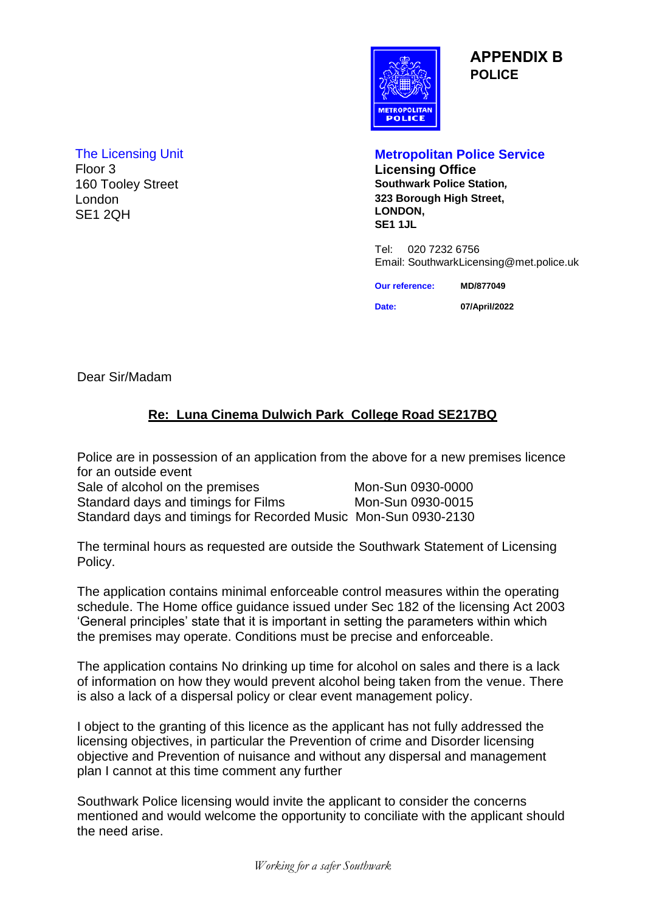# APPENDIX B
**POLICE**

The Licensing Unit
Floor 3
160 Tooley Street
London
SE1 2QH

**Metropolitan Police Service**
**Licensing Office**
**Southwark Police Station,**
**323 Borough High Street,**
**LONDON,**
**SE1 1JL**

Tel: 020 7232 6756
Email: SouthwarkLicensing@met.police.uk

**Our reference:** **MD/877049**

**Date:** **07/April/2022**

Dear Sir/Madam

**Re: Luna Cinema Dulwich Park College Road SE217BQ**

Police are in possession of an application from the above for a new premises licence for an outside event

| | |
|---|---|
| Sale of alcohol on the premises | Mon-Sun 0930-0000 |
| Standard days and timings for Films | Mon-Sun 0930-0015 |
| Standard days and timings for Recorded Music | Mon-Sun 0930-2130 |

The terminal hours as requested are outside the Southwark Statement of Licensing Policy.

The application contains minimal enforceable control measures within the operating schedule. The Home office guidance issued under Sec 182 of the licensing Act 2003 'General principles' state that it is important in setting the parameters within which the premises may operate. Conditions must be precise and enforceable.

The application contains No drinking up time for alcohol on sales and there is a lack of information on how they would prevent alcohol being taken from the venue. There is also a lack of a dispersal policy or clear event management policy.

I object to the granting of this licence as the applicant has not fully addressed the licensing objectives, in particular the Prevention of crime and Disorder licensing objective and Prevention of nuisance and without any dispersal and management plan I cannot at this time comment any further

Southwark Police licensing would invite the applicant to consider the concerns mentioned and would welcome the opportunity to conciliate with the applicant should the need arise.

*Working for a safer Southwark*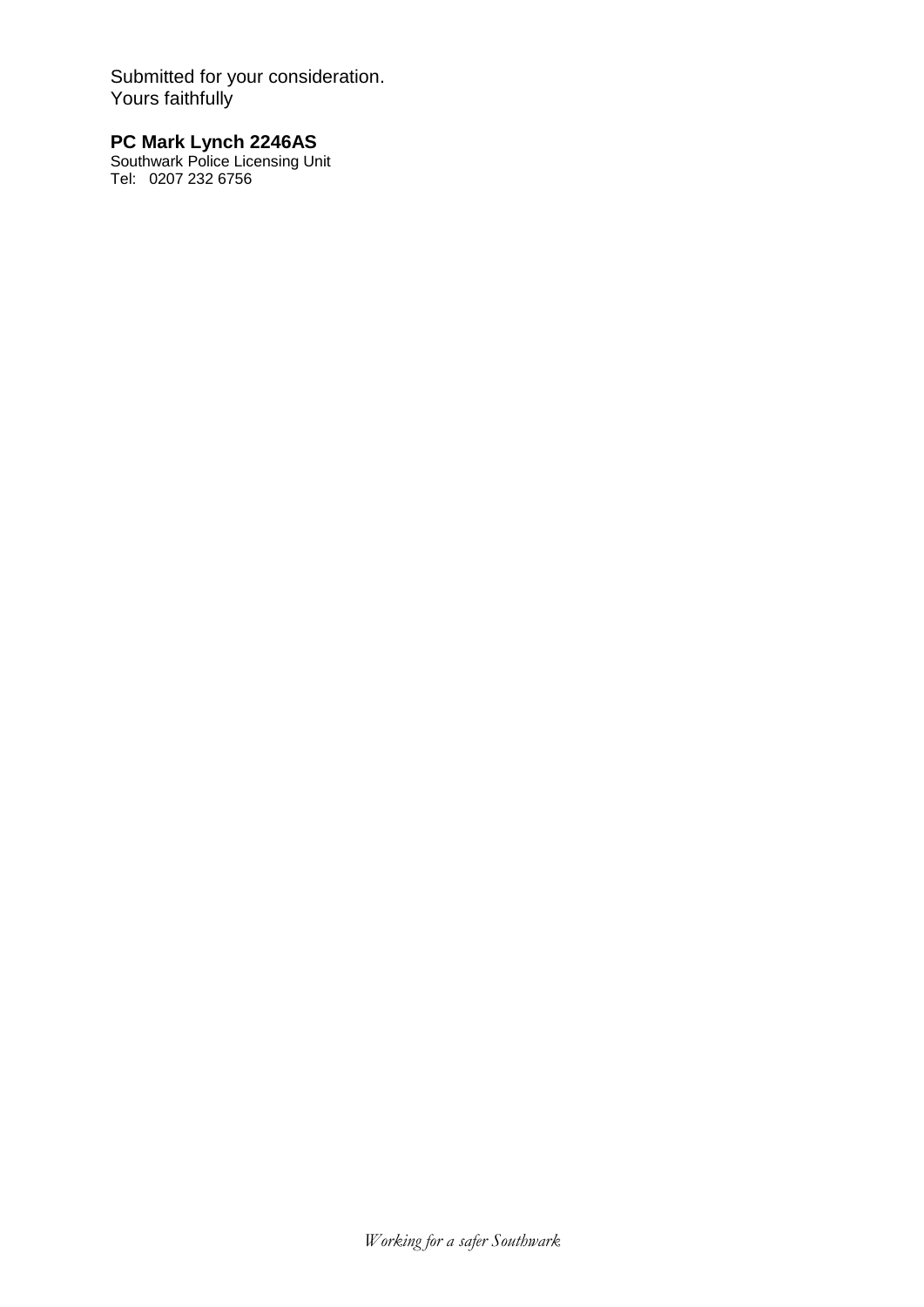Submitted for your consideration.
Yours faithfully

**PC Mark Lynch 2246AS**
Southwark Police Licensing Unit
Tel: 0207 232 6756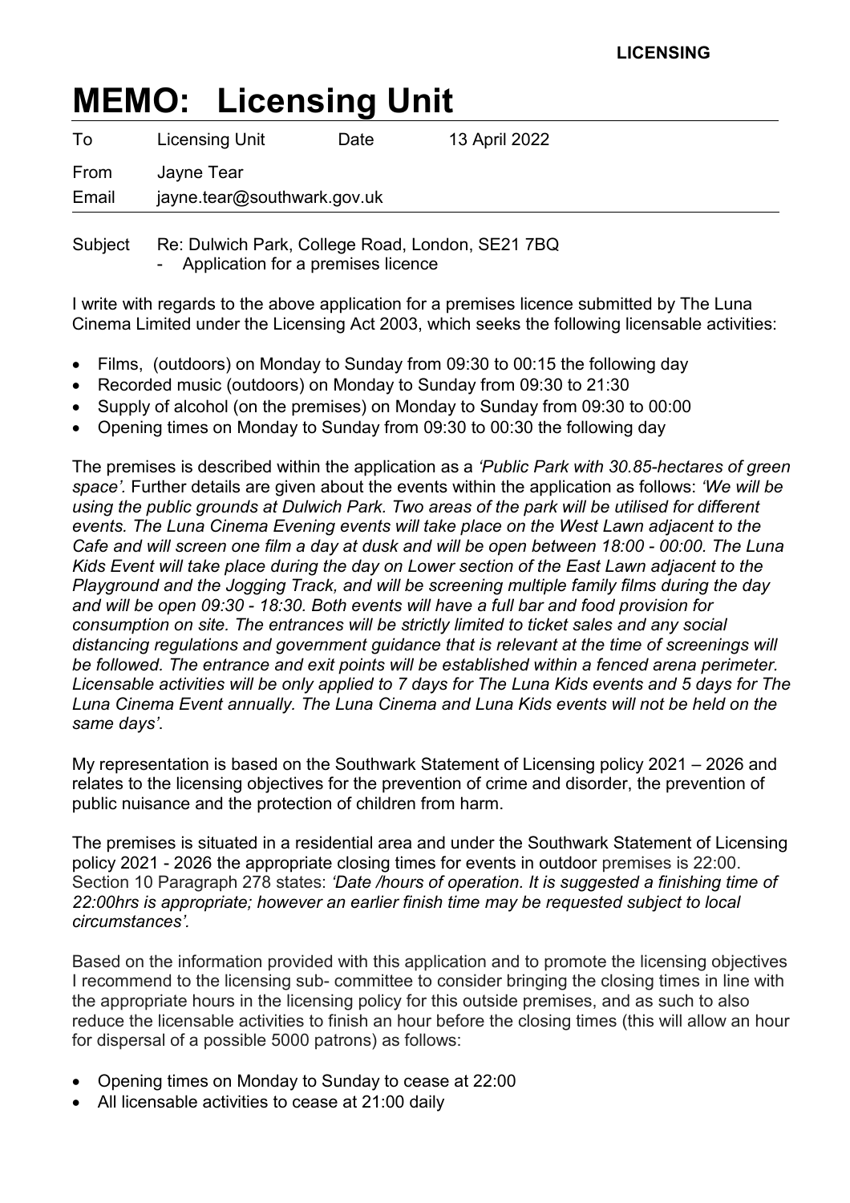**LICENSING**

# MEMO: Licensing Unit

| | | | |
|---|---|---|---|
| To | Licensing Unit | Date | 13 April 2022 |
| From | Jayne Tear | | |
| Email | jayne.tear@southwark.gov.uk | | |

Subject Re: Dulwich Park, College Road, London, SE21 7BQ
- Application for a premises licence

I write with regards to the above application for a premises licence submitted by The Luna Cinema Limited under the Licensing Act 2003, which seeks the following licensable activities:

- Films, (outdoors) on Monday to Sunday from 09:30 to 00:15 the following day
- Recorded music (outdoors) on Monday to Sunday from 09:30 to 21:30
- Supply of alcohol (on the premises) on Monday to Sunday from 09:30 to 00:00
- Opening times on Monday to Sunday from 09:30 to 00:30 the following day

The premises is described within the application as a *'Public Park with 30.85-hectares of green space'.* Further details are given about the events within the application as follows: *'We will be using the public grounds at Dulwich Park. Two areas of the park will be utilised for different events. The Luna Cinema Evening events will take place on the West Lawn adjacent to the Cafe and will screen one film a day at dusk and will be open between 18:00 - 00:00. The Luna Kids Event will take place during the day on Lower section of the East Lawn adjacent to the Playground and the Jogging Track, and will be screening multiple family films during the day and will be open 09:30 - 18:30. Both events will have a full bar and food provision for consumption on site. The entrances will be strictly limited to ticket sales and any social distancing regulations and government guidance that is relevant at the time of screenings will be followed. The entrance and exit points will be established within a fenced arena perimeter. Licensable activities will be only applied to 7 days for The Luna Kids events and 5 days for The Luna Cinema Event annually. The Luna Cinema and Luna Kids events will not be held on the same days'*.

My representation is based on the Southwark Statement of Licensing policy 2021 – 2026 and relates to the licensing objectives for the prevention of crime and disorder, the prevention of public nuisance and the protection of children from harm.

The premises is situated in a residential area and under the Southwark Statement of Licensing policy 2021 - 2026 the appropriate closing times for events in outdoor premises is 22:00. Section 10 Paragraph 278 states: *'Date /hours of operation. It is suggested a finishing time of 22:00hrs is appropriate; however an earlier finish time may be requested subject to local circumstances'.*

Based on the information provided with this application and to promote the licensing objectives I recommend to the licensing sub- committee to consider bringing the closing times in line with the appropriate hours in the licensing policy for this outside premises, and as such to also reduce the licensable activities to finish an hour before the closing times (this will allow an hour for dispersal of a possible 5000 patrons) as follows:

- Opening times on Monday to Sunday to cease at 22:00
- All licensable activities to cease at 21:00 daily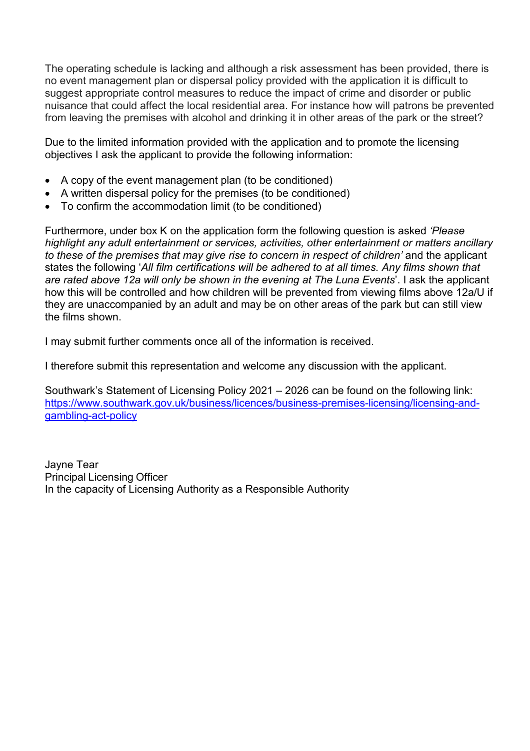The operating schedule is lacking and although a risk assessment has been provided, there is no event management plan or dispersal policy provided with the application it is difficult to suggest appropriate control measures to reduce the impact of crime and disorder or public nuisance that could affect the local residential area. For instance how will patrons be prevented from leaving the premises with alcohol and drinking it in other areas of the park or the street?

Due to the limited information provided with the application and to promote the licensing objectives I ask the applicant to provide the following information:

- A copy of the event management plan (to be conditioned)
- A written dispersal policy for the premises (to be conditioned)
- To confirm the accommodation limit (to be conditioned)

Furthermore, under box K on the application form the following question is asked *'Please highlight any adult entertainment or services, activities, other entertainment or matters ancillary to these of the premises that may give rise to concern in respect of children'* and the applicant states the following '*All film certifications will be adhered to at all times. Any films shown that are rated above 12a will only be shown in the evening at The Luna Events*'. I ask the applicant how this will be controlled and how children will be prevented from viewing films above 12a/U if they are unaccompanied by an adult and may be on other areas of the park but can still view the films shown.

I may submit further comments once all of the information is received.

I therefore submit this representation and welcome any discussion with the applicant.

Southwark's Statement of Licensing Policy 2021 – 2026 can be found on the following link: [https://www.southwark.gov.uk/business/licences/business-premises-licensing/licensing-and-gambling-act-policy](https://www.southwark.gov.uk/business/licences/business-premises-licensing/licensing-and-gambling-act-policy)

Jayne Tear
Principal Licensing Officer
In the capacity of Licensing Authority as a Responsible Authority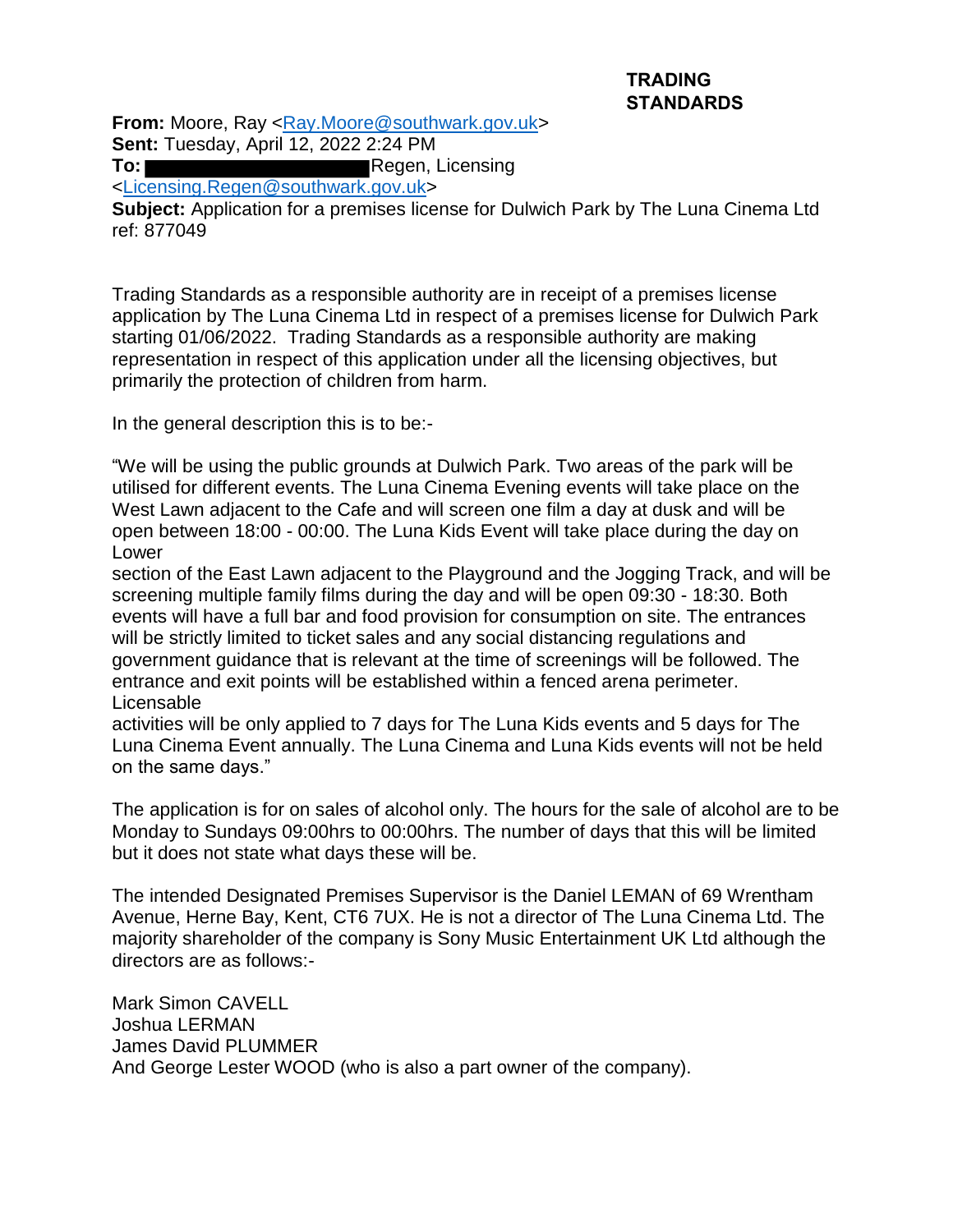**TRADING STANDARDS**

**From:** Moore, Ray <Ray.Moore@southwark.gov.uk>
**Sent:** Tuesday, April 12, 2022 2:24 PM
**To:** ██████████████ Regen, Licensing <Licensing.Regen@southwark.gov.uk>
**Subject:** Application for a premises license for Dulwich Park by The Luna Cinema Ltd ref: 877049

Trading Standards as a responsible authority are in receipt of a premises license application by The Luna Cinema Ltd in respect of a premises license for Dulwich Park starting 01/06/2022. Trading Standards as a responsible authority are making representation in respect of this application under all the licensing objectives, but primarily the protection of children from harm.

In the general description this is to be:-

"We will be using the public grounds at Dulwich Park. Two areas of the park will be utilised for different events. The Luna Cinema Evening events will take place on the West Lawn adjacent to the Cafe and will screen one film a day at dusk and will be open between 18:00 - 00:00. The Luna Kids Event will take place during the day on Lower
section of the East Lawn adjacent to the Playground and the Jogging Track, and will be screening multiple family films during the day and will be open 09:30 - 18:30. Both events will have a full bar and food provision for consumption on site. The entrances will be strictly limited to ticket sales and any social distancing regulations and government guidance that is relevant at the time of screenings will be followed. The entrance and exit points will be established within a fenced arena perimeter. Licensable
activities will be only applied to 7 days for The Luna Kids events and 5 days for The Luna Cinema Event annually. The Luna Cinema and Luna Kids events will not be held on the same days."

The application is for on sales of alcohol only. The hours for the sale of alcohol are to be Monday to Sundays 09:00hrs to 00:00hrs. The number of days that this will be limited but it does not state what days these will be.

The intended Designated Premises Supervisor is the Daniel LEMAN of 69 Wrentham Avenue, Herne Bay, Kent, CT6 7UX. He is not a director of The Luna Cinema Ltd. The majority shareholder of the company is Sony Music Entertainment UK Ltd although the directors are as follows:-

Mark Simon CAVELL
Joshua LERMAN
James David PLUMMER
And George Lester WOOD (who is also a part owner of the company).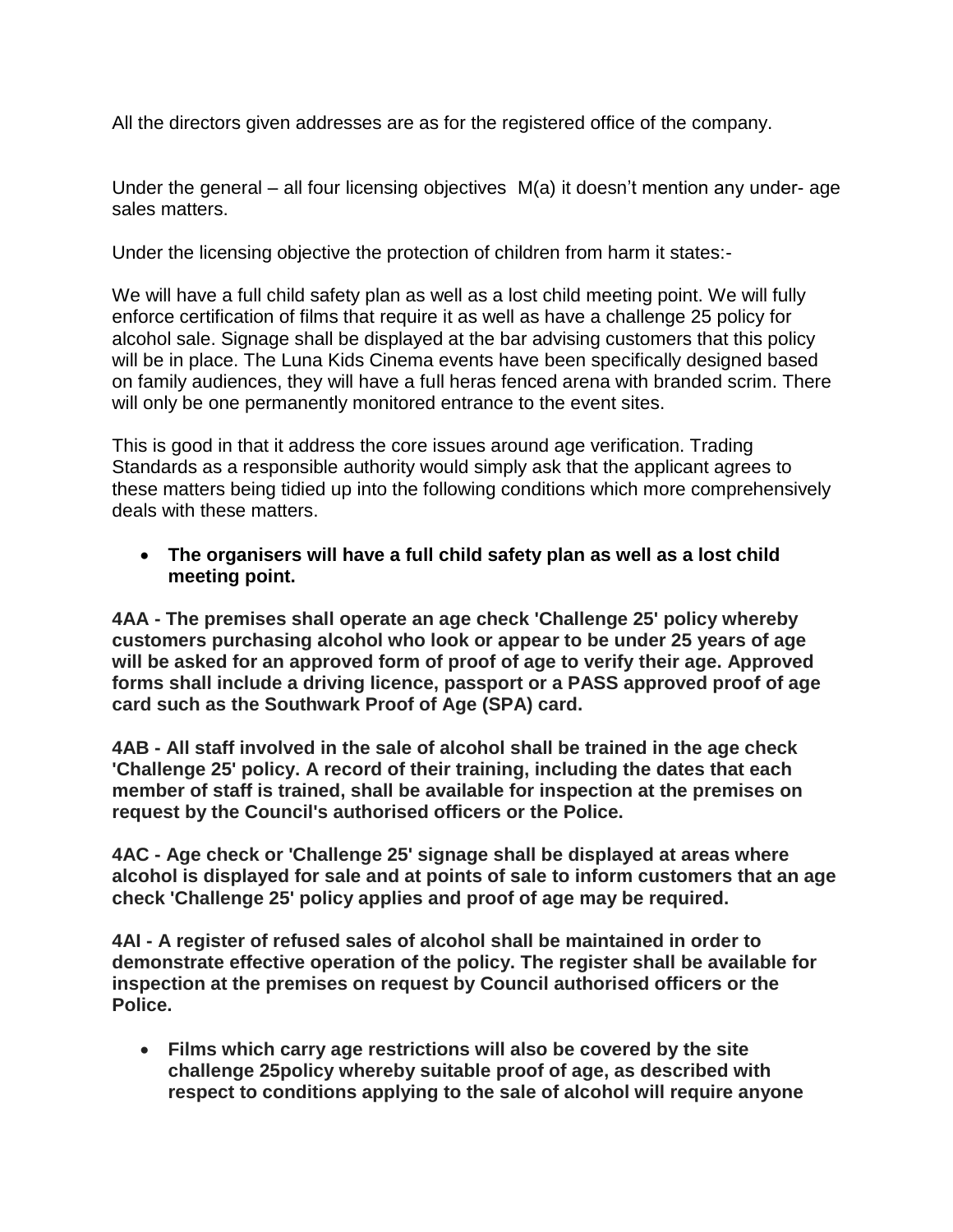All the directors given addresses are as for the registered office of the company.

Under the general – all four licensing objectives  M(a) it doesn't mention any under- age sales matters.

Under the licensing objective the protection of children from harm it states:-

We will have a full child safety plan as well as a lost child meeting point. We will fully enforce certification of films that require it as well as have a challenge 25 policy for alcohol sale. Signage shall be displayed at the bar advising customers that this policy will be in place. The Luna Kids Cinema events have been specifically designed based on family audiences, they will have a full heras fenced arena with branded scrim. There will only be one permanently monitored entrance to the event sites.

This is good in that it address the core issues around age verification. Trading Standards as a responsible authority would simply ask that the applicant agrees to these matters being tidied up into the following conditions which more comprehensively deals with these matters.

- **The organisers will have a full child safety plan as well as a lost child meeting point.**

**4AA - The premises shall operate an age check 'Challenge 25' policy whereby customers purchasing alcohol who look or appear to be under 25 years of age will be asked for an approved form of proof of age to verify their age. Approved forms shall include a driving licence, passport or a PASS approved proof of age card such as the Southwark Proof of Age (SPA) card.**

**4AB - All staff involved in the sale of alcohol shall be trained in the age check 'Challenge 25' policy. A record of their training, including the dates that each member of staff is trained, shall be available for inspection at the premises on request by the Council's authorised officers or the Police.**

**4AC - Age check or 'Challenge 25' signage shall be displayed at areas where alcohol is displayed for sale and at points of sale to inform customers that an age check 'Challenge 25' policy applies and proof of age may be required.**

**4AI - A register of refused sales of alcohol shall be maintained in order to demonstrate effective operation of the policy. The register shall be available for inspection at the premises on request by Council authorised officers or the Police.**

- **Films which carry age restrictions will also be covered by the site challenge 25policy whereby suitable proof of age, as described with respect to conditions applying to the sale of alcohol will require anyone**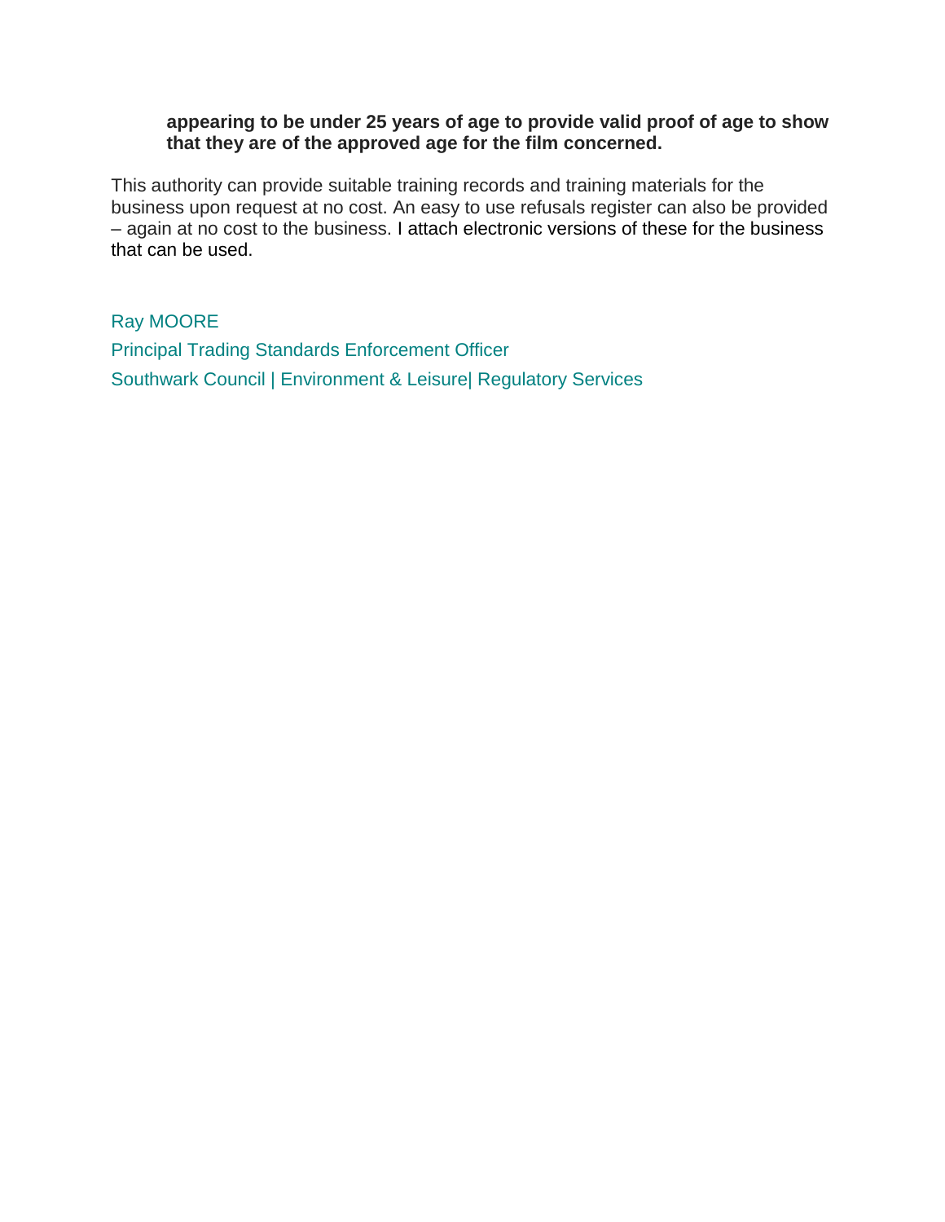**appearing to be under 25 years of age to provide valid proof of age to show that they are of the approved age for the film concerned.**

This authority can provide suitable training records and training materials for the business upon request at no cost. An easy to use refusals register can also be provided – again at no cost to the business. I attach electronic versions of these for the business that can be used.

Ray MOORE

Principal Trading Standards Enforcement Officer

Southwark Council | Environment & Leisure| Regulatory Services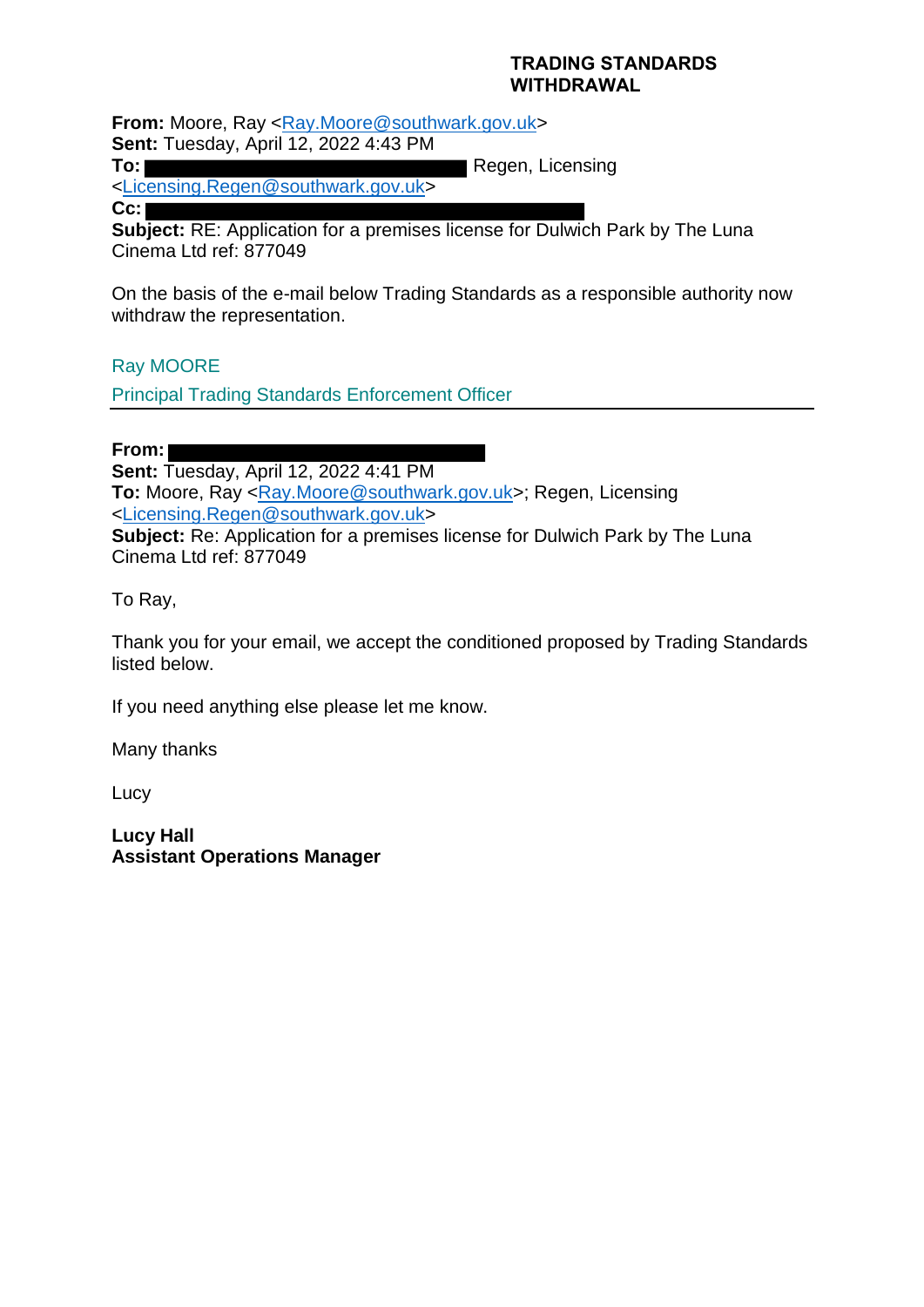**TRADING STANDARDS WITHDRAWAL**

**From:** Moore, Ray <Ray.Moore@southwark.gov.uk>
**Sent:** Tuesday, April 12, 2022 4:43 PM
**To:** ██████████ Regen, Licensing <Licensing.Regen@southwark.gov.uk>
**Cc:** ██████████
**Subject:** RE: Application for a premises license for Dulwich Park by The Luna Cinema Ltd ref: 877049

On the basis of the e-mail below Trading Standards as a responsible authority now withdraw the representation.

Ray MOORE

Principal Trading Standards Enforcement Officer

---

**From:** ██████████
**Sent:** Tuesday, April 12, 2022 4:41 PM
**To:** Moore, Ray <Ray.Moore@southwark.gov.uk>; Regen, Licensing <Licensing.Regen@southwark.gov.uk>
**Subject:** Re: Application for a premises license for Dulwich Park by The Luna Cinema Ltd ref: 877049

To Ray,

Thank you for your email, we accept the conditioned proposed by Trading Standards listed below.

If you need anything else please let me know.

Many thanks

Lucy

**Lucy Hall**
**Assistant Operations Manager**